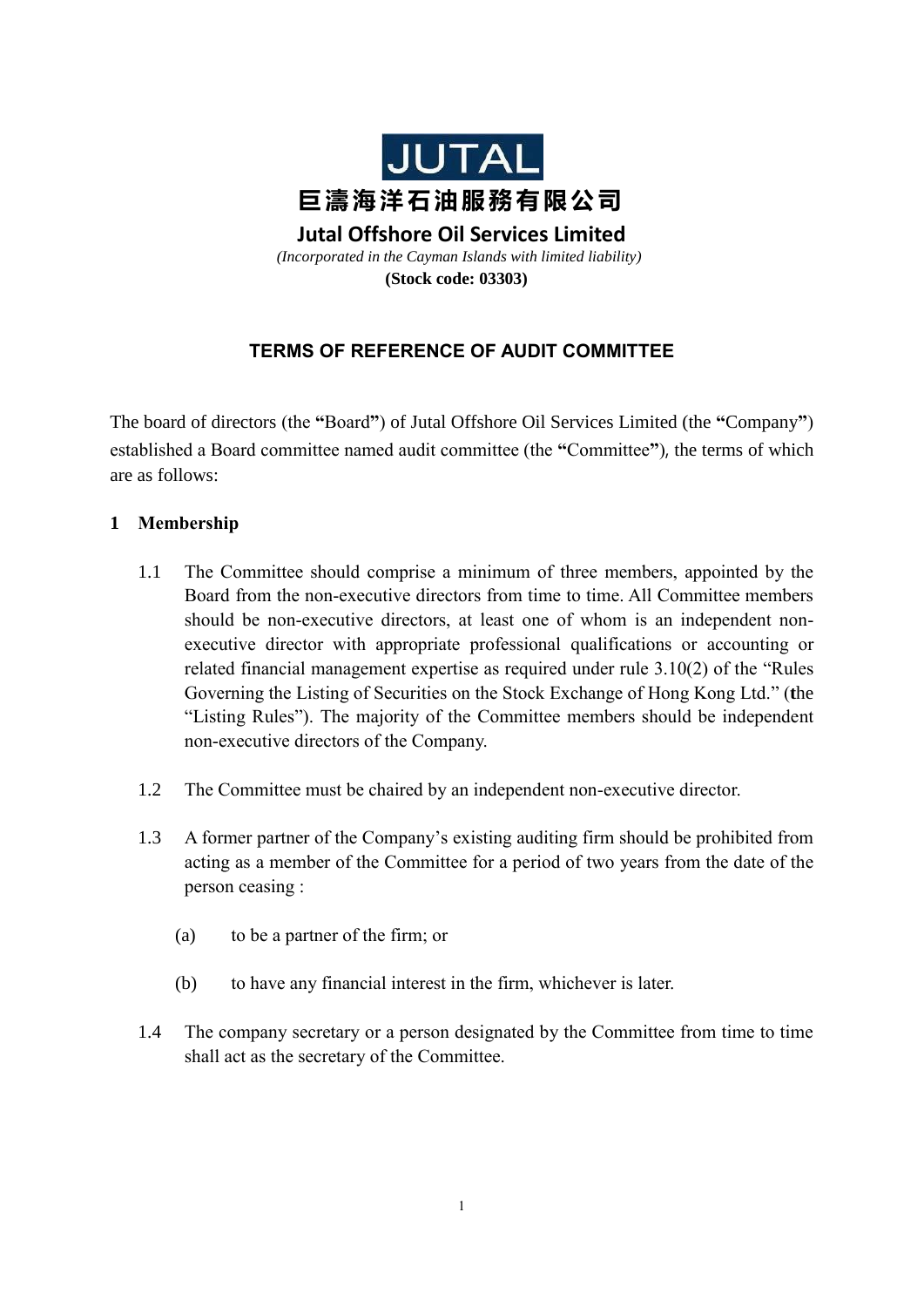JUTAL

# 巨濤海洋石油服務有限公司

## Jutal Offshore Oil Services Limited

*(Incorporated in the Cayman Islands with limited liability)*

**(Stock code: 03303)**

## TERMS OF REFERENCE OF AUDIT COMMITTEE

The board of directors (the **"**Board**"**) of Jutal Offshore Oil Services Limited (the **"**Company**"**) established a Board committee named audit committee (the **"**Committee**"**), the terms of which are as follows:

### 1 Membership

1.1 The Committee should comprise a minimum of three members, appointed by the Board from the non-executive directors from time to time. All Committee members should be non-executive directors, at least one of whom is an independent non-executive director with appropriate professional qualifications or accounting or related financial management expertise as required under rule 3.10(2) of the "Rules Governing the Listing of Securities on the Stock Exchange of Hong Kong Ltd." (**t**he "Listing Rules"). The majority of the Committee members should be independent non-executive directors of the Company.

1.2 The Committee must be chaired by an independent non-executive director.

1.3 A former partner of the Company's existing auditing firm should be prohibited from acting as a member of the Committee for a period of two years from the date of the person ceasing :

(a) to be a partner of the firm; or

(b) to have any financial interest in the firm, whichever is later.

1.4 The company secretary or a person designated by the Committee from time to time shall act as the secretary of the Committee.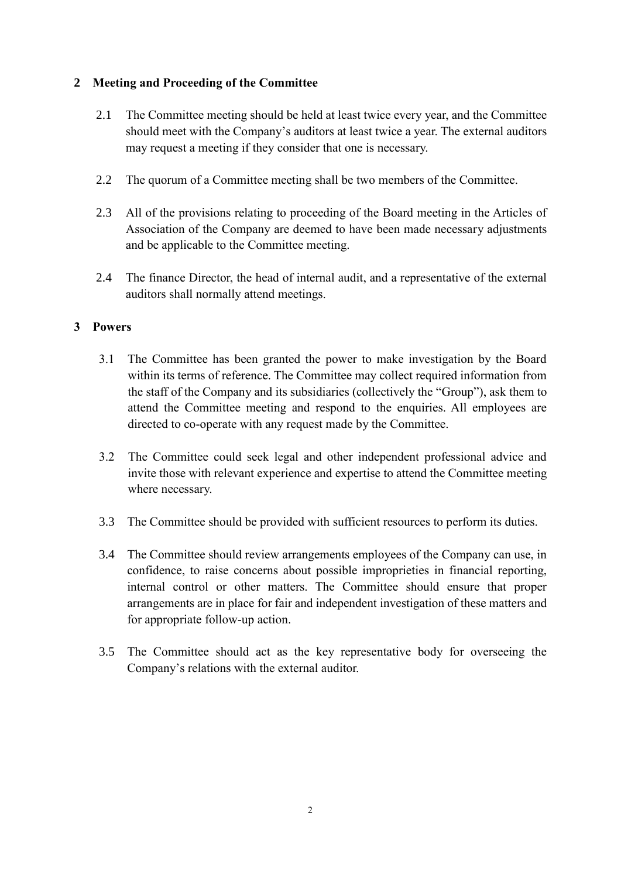## 2 Meeting and Proceeding of the Committee

2.1 The Committee meeting should be held at least twice every year, and the Committee should meet with the Company's auditors at least twice a year. The external auditors may request a meeting if they consider that one is necessary.

2.2 The quorum of a Committee meeting shall be two members of the Committee.

2.3 All of the provisions relating to proceeding of the Board meeting in the Articles of Association of the Company are deemed to have been made necessary adjustments and be applicable to the Committee meeting.

2.4 The finance Director, the head of internal audit, and a representative of the external auditors shall normally attend meetings.

## 3 Powers

3.1 The Committee has been granted the power to make investigation by the Board within its terms of reference. The Committee may collect required information from the staff of the Company and its subsidiaries (collectively the "Group"), ask them to attend the Committee meeting and respond to the enquiries. All employees are directed to co-operate with any request made by the Committee.

3.2 The Committee could seek legal and other independent professional advice and invite those with relevant experience and expertise to attend the Committee meeting where necessary.

3.3 The Committee should be provided with sufficient resources to perform its duties.

3.4 The Committee should review arrangements employees of the Company can use, in confidence, to raise concerns about possible improprieties in financial reporting, internal control or other matters. The Committee should ensure that proper arrangements are in place for fair and independent investigation of these matters and for appropriate follow-up action.

3.5 The Committee should act as the key representative body for overseeing the Company's relations with the external auditor.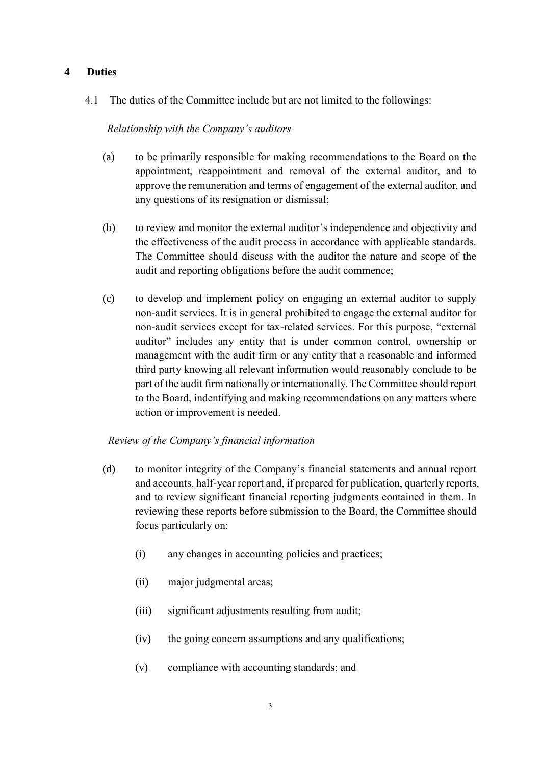## 4 Duties

4.1 The duties of the Committee include but are not limited to the followings:

*Relationship with the Company's auditors*

(a) to be primarily responsible for making recommendations to the Board on the appointment, reappointment and removal of the external auditor, and to approve the remuneration and terms of engagement of the external auditor, and any questions of its resignation or dismissal;

(b) to review and monitor the external auditor's independence and objectivity and the effectiveness of the audit process in accordance with applicable standards. The Committee should discuss with the auditor the nature and scope of the audit and reporting obligations before the audit commence;

(c) to develop and implement policy on engaging an external auditor to supply non-audit services. It is in general prohibited to engage the external auditor for non-audit services except for tax-related services. For this purpose, "external auditor" includes any entity that is under common control, ownership or management with the audit firm or any entity that a reasonable and informed third party knowing all relevant information would reasonably conclude to be part of the audit firm nationally or internationally. The Committee should report to the Board, indentifying and making recommendations on any matters where action or improvement is needed.

*Review of the Company's financial information*

(d) to monitor integrity of the Company's financial statements and annual report and accounts, half-year report and, if prepared for publication, quarterly reports, and to review significant financial reporting judgments contained in them. In reviewing these reports before submission to the Board, the Committee should focus particularly on:

   (i) any changes in accounting policies and practices;

   (ii) major judgmental areas;

   (iii) significant adjustments resulting from audit;

   (iv) the going concern assumptions and any qualifications;

   (v) compliance with accounting standards; and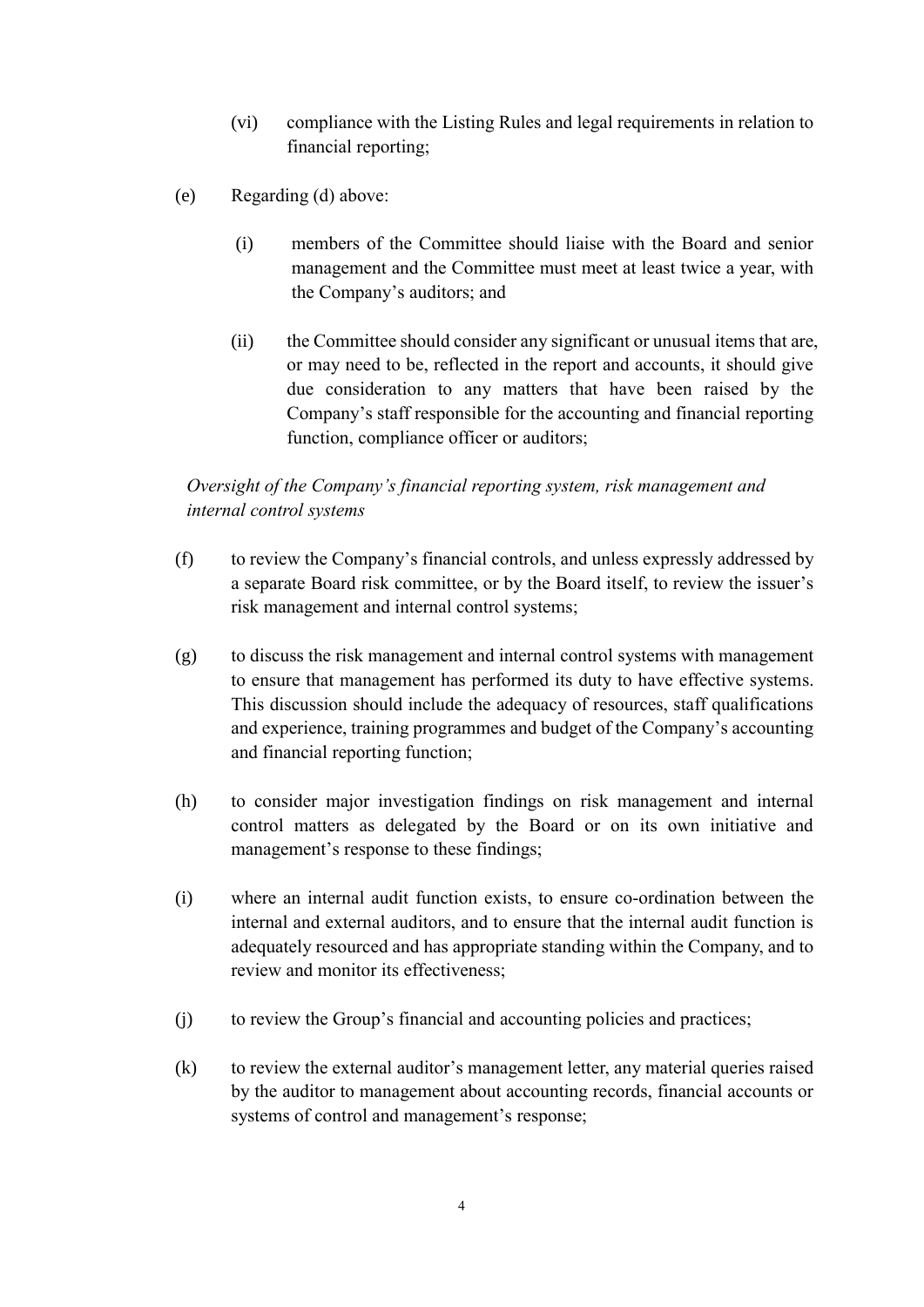(vi) compliance with the Listing Rules and legal requirements in relation to financial reporting;

(e) Regarding (d) above:

(i) members of the Committee should liaise with the Board and senior management and the Committee must meet at least twice a year, with the Company's auditors; and

(ii) the Committee should consider any significant or unusual items that are, or may need to be, reflected in the report and accounts, it should give due consideration to any matters that have been raised by the Company's staff responsible for the accounting and financial reporting function, compliance officer or auditors;

*Oversight of the Company's financial reporting system, risk management and internal control systems*

(f) to review the Company's financial controls, and unless expressly addressed by a separate Board risk committee, or by the Board itself, to review the issuer's risk management and internal control systems;

(g) to discuss the risk management and internal control systems with management to ensure that management has performed its duty to have effective systems. This discussion should include the adequacy of resources, staff qualifications and experience, training programmes and budget of the Company's accounting and financial reporting function;

(h) to consider major investigation findings on risk management and internal control matters as delegated by the Board or on its own initiative and management's response to these findings;

(i) where an internal audit function exists, to ensure co-ordination between the internal and external auditors, and to ensure that the internal audit function is adequately resourced and has appropriate standing within the Company, and to review and monitor its effectiveness;

(j) to review the Group's financial and accounting policies and practices;

(k) to review the external auditor's management letter, any material queries raised by the auditor to management about accounting records, financial accounts or systems of control and management's response;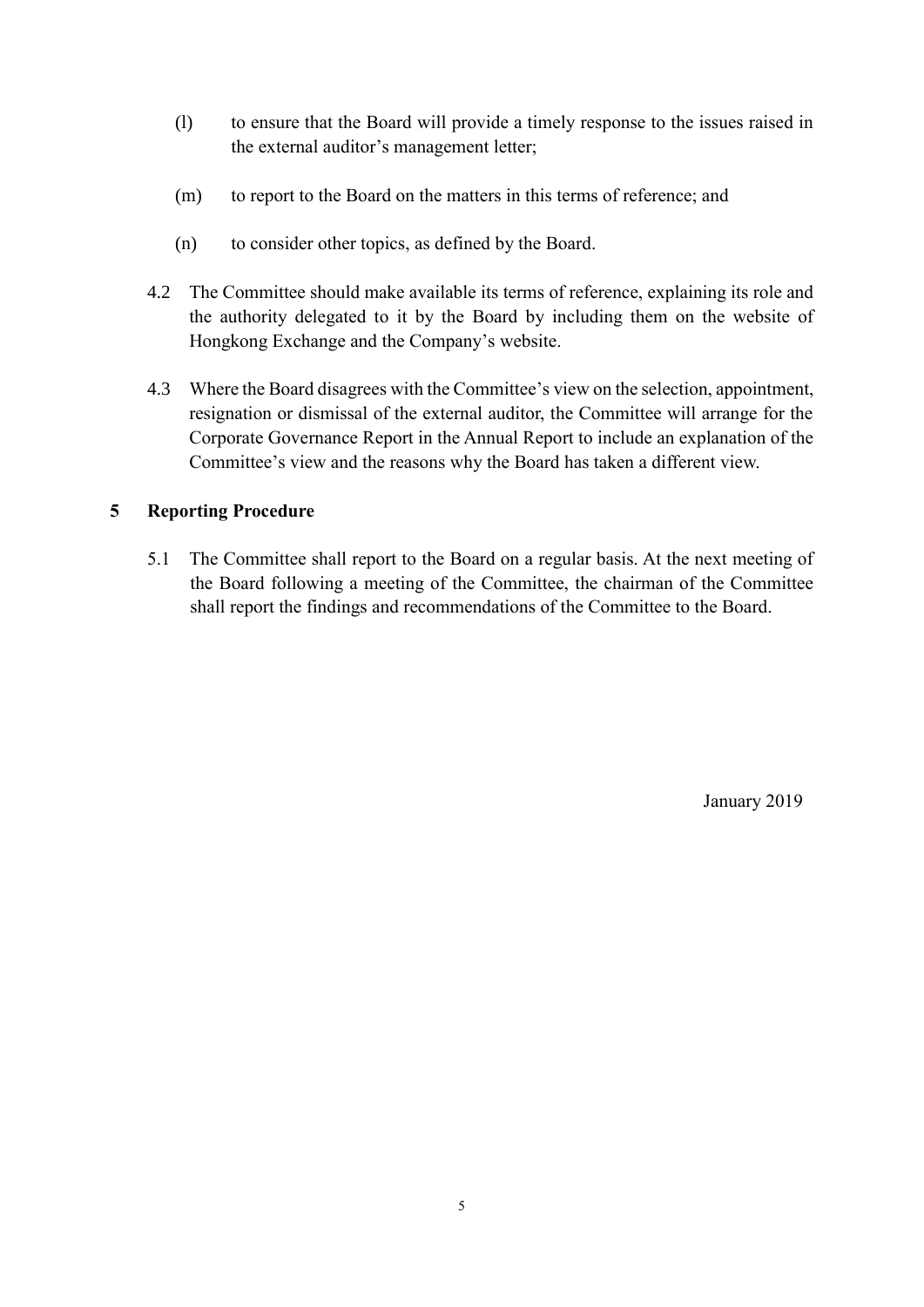(l) to ensure that the Board will provide a timely response to the issues raised in the external auditor's management letter;

(m) to report to the Board on the matters in this terms of reference; and

(n) to consider other topics, as defined by the Board.

4.2 The Committee should make available its terms of reference, explaining its role and the authority delegated to it by the Board by including them on the website of Hongkong Exchange and the Company's website.

4.3 Where the Board disagrees with the Committee's view on the selection, appointment, resignation or dismissal of the external auditor, the Committee will arrange for the Corporate Governance Report in the Annual Report to include an explanation of the Committee's view and the reasons why the Board has taken a different view.

## 5 Reporting Procedure

5.1 The Committee shall report to the Board on a regular basis. At the next meeting of the Board following a meeting of the Committee, the chairman of the Committee shall report the findings and recommendations of the Committee to the Board.

January 2019